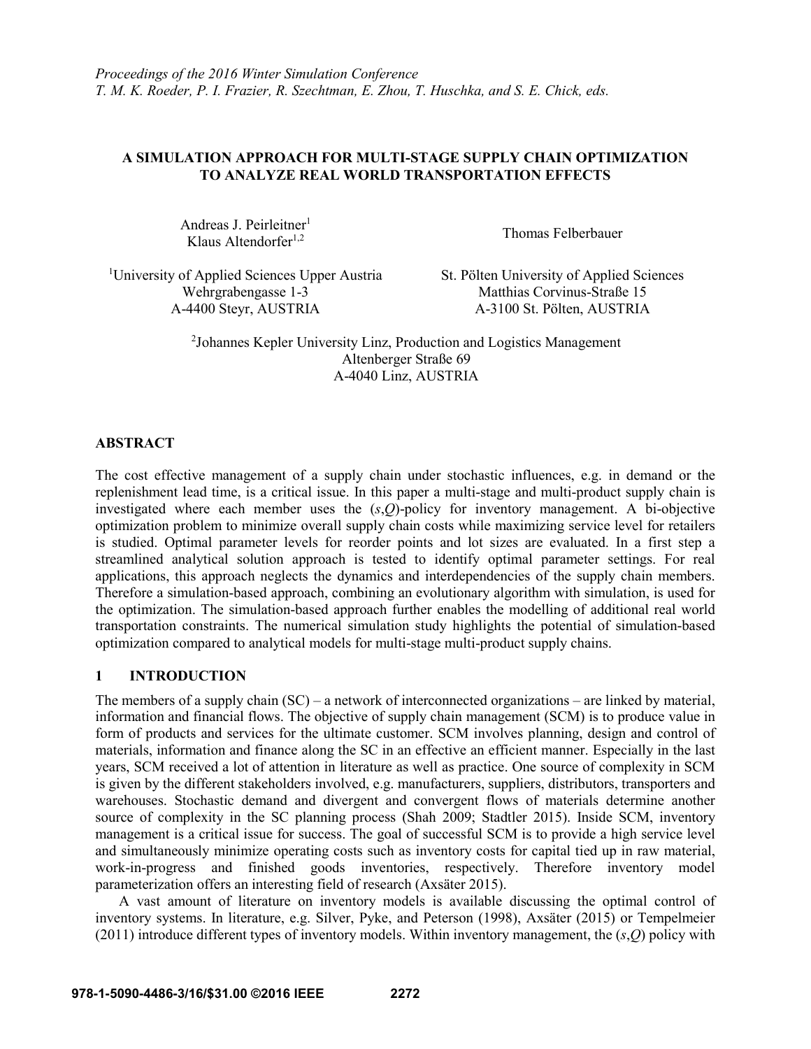# A SIMULATION APPROACH FOR MULTI-STAGE SUPPLY CHAIN OPTIMIZATION TO ANALYZE REAL WORLD TRANSPORTATION EFFECTS

Andreas J. Peirleitner[1]
Klaus Altendorfer[1,2]

Thomas Felberbauer

[1]University of Applied Sciences Upper Austria
Wehrgrabengasse 1-3
A-4400 Steyr, AUSTRIA

St. Pölten University of Applied Sciences
Matthias Corvinus-Straße 15
A-3100 St. Pölten, AUSTRIA

[2]Johannes Kepler University Linz, Production and Logistics Management
Altenberger Straße 69
A-4040 Linz, AUSTRIA

## ABSTRACT

The cost effective management of a supply chain under stochastic influences, e.g. in demand or the replenishment lead time, is a critical issue. In this paper a multi-stage and multi-product supply chain is investigated where each member uses the $(s,Q)$-policy for inventory management. A bi-objective optimization problem to minimize overall supply chain costs while maximizing service level for retailers is studied. Optimal parameter levels for reorder points and lot sizes are evaluated. In a first step a streamlined analytical solution approach is tested to identify optimal parameter settings. For real applications, this approach neglects the dynamics and interdependencies of the supply chain members. Therefore a simulation-based approach, combining an evolutionary algorithm with simulation, is used for the optimization. The simulation-based approach further enables the modelling of additional real world transportation constraints. The numerical simulation study highlights the potential of simulation-based optimization compared to analytical models for multi-stage multi-product supply chains.

## 1 INTRODUCTION

The members of a supply chain (SC) – a network of interconnected organizations – are linked by material, information and financial flows. The objective of supply chain management (SCM) is to produce value in form of products and services for the ultimate customer. SCM involves planning, design and control of materials, information and finance along the SC in an effective an efficient manner. Especially in the last years, SCM received a lot of attention in literature as well as practice. One source of complexity in SCM is given by the different stakeholders involved, e.g. manufacturers, suppliers, distributors, transporters and warehouses. Stochastic demand and divergent and convergent flows of materials determine another source of complexity in the SC planning process (Shah 2009; Stadtler 2015). Inside SCM, inventory management is a critical issue for success. The goal of successful SCM is to provide a high service level and simultaneously minimize operating costs such as inventory costs for capital tied up in raw material, work-in-progress and finished goods inventories, respectively. Therefore inventory model parameterization offers an interesting field of research (Axsäter 2015).

A vast amount of literature on inventory models is available discussing the optimal control of inventory systems. In literature, e.g. Silver, Pyke, and Peterson (1998), Axsäter (2015) or Tempelmeier (2011) introduce different types of inventory models. Within inventory management, the $(s,Q)$ policy with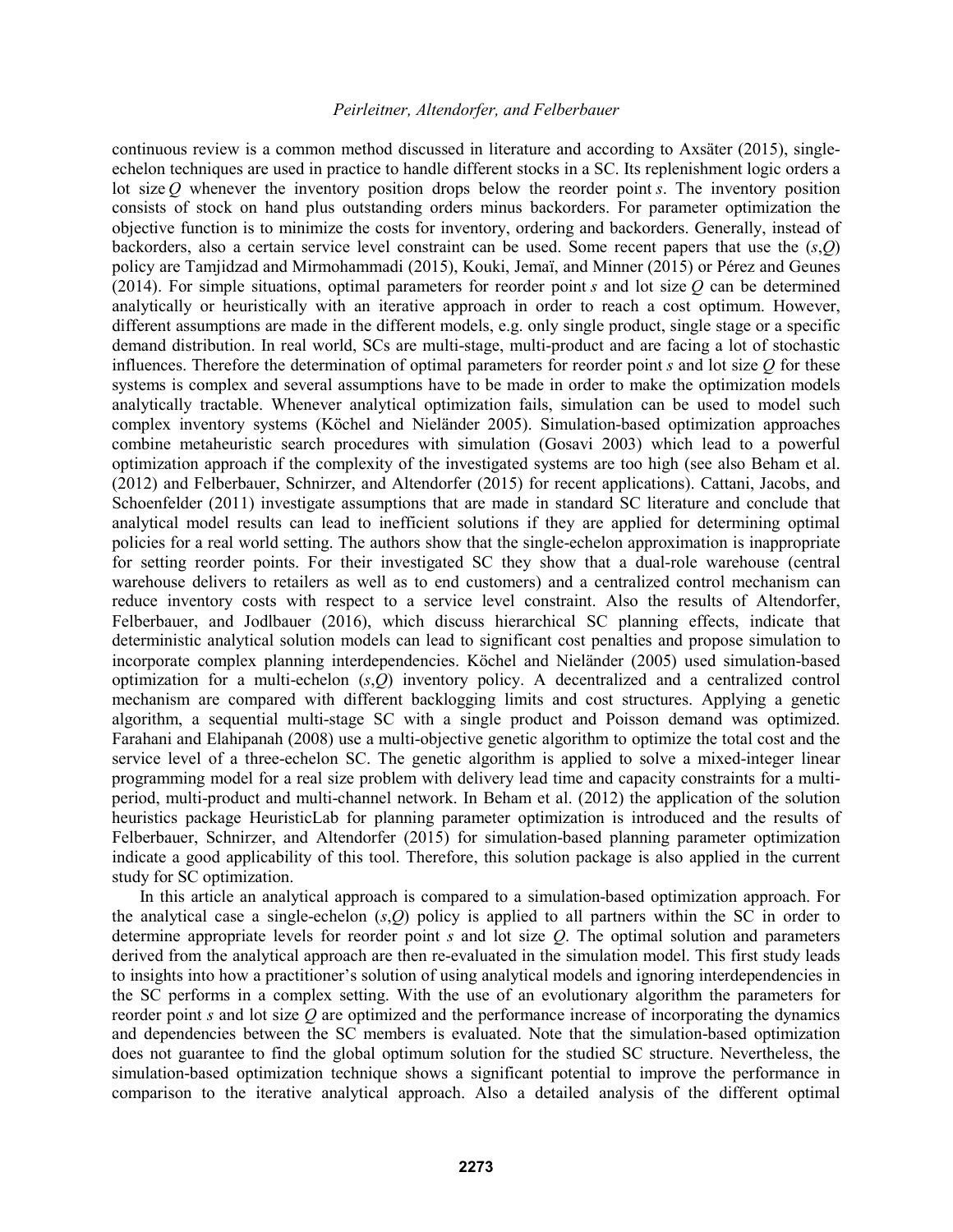continuous review is a common method discussed in literature and according to Axsäter (2015), single-echelon techniques are used in practice to handle different stocks in a SC. Its replenishment logic orders a lot size $Q$ whenever the inventory position drops below the reorder point $s$. The inventory position consists of stock on hand plus outstanding orders minus backorders. For parameter optimization the objective function is to minimize the costs for inventory, ordering and backorders. Generally, instead of backorders, also a certain service level constraint can be used. Some recent papers that use the ($s$,$Q$) policy are Tamjidzad and Mirmohammadi (2015), Kouki, Jemaï, and Minner (2015) or Pérez and Geunes (2014). For simple situations, optimal parameters for reorder point $s$ and lot size $Q$ can be determined analytically or heuristically with an iterative approach in order to reach a cost optimum. However, different assumptions are made in the different models, e.g. only single product, single stage or a specific demand distribution. In real world, SCs are multi-stage, multi-product and are facing a lot of stochastic influences. Therefore the determination of optimal parameters for reorder point $s$ and lot size $Q$ for these systems is complex and several assumptions have to be made in order to make the optimization models analytically tractable. Whenever analytical optimization fails, simulation can be used to model such complex inventory systems (Köchel and Nieländer 2005). Simulation-based optimization approaches combine metaheuristic search procedures with simulation (Gosavi 2003) which lead to a powerful optimization approach if the complexity of the investigated systems are too high (see also Beham et al. (2012) and Felberbauer, Schnirzer, and Altendorfer (2015) for recent applications). Cattani, Jacobs, and Schoenfelder (2011) investigate assumptions that are made in standard SC literature and conclude that analytical model results can lead to inefficient solutions if they are applied for determining optimal policies for a real world setting. The authors show that the single-echelon approximation is inappropriate for setting reorder points. For their investigated SC they show that a dual-role warehouse (central warehouse delivers to retailers as well as to end customers) and a centralized control mechanism can reduce inventory costs with respect to a service level constraint. Also the results of Altendorfer, Felberbauer, and Jodlbauer (2016), which discuss hierarchical SC planning effects, indicate that deterministic analytical solution models can lead to significant cost penalties and propose simulation to incorporate complex planning interdependencies. Köchel and Nieländer (2005) used simulation-based optimization for a multi-echelon ($s$,$Q$) inventory policy. A decentralized and a centralized control mechanism are compared with different backlogging limits and cost structures. Applying a genetic algorithm, a sequential multi-stage SC with a single product and Poisson demand was optimized. Farahani and Elahipanah (2008) use a multi-objective genetic algorithm to optimize the total cost and the service level of a three-echelon SC. The genetic algorithm is applied to solve a mixed-integer linear programming model for a real size problem with delivery lead time and capacity constraints for a multi-period, multi-product and multi-channel network. In Beham et al. (2012) the application of the solution heuristics package HeuristicLab for planning parameter optimization is introduced and the results of Felberbauer, Schnirzer, and Altendorfer (2015) for simulation-based planning parameter optimization indicate a good applicability of this tool. Therefore, this solution package is also applied in the current study for SC optimization.

In this article an analytical approach is compared to a simulation-based optimization approach. For the analytical case a single-echelon ($s$,$Q$) policy is applied to all partners within the SC in order to determine appropriate levels for reorder point $s$ and lot size $Q$. The optimal solution and parameters derived from the analytical approach are then re-evaluated in the simulation model. This first study leads to insights into how a practitioner's solution of using analytical models and ignoring interdependencies in the SC performs in a complex setting. With the use of an evolutionary algorithm the parameters for reorder point $s$ and lot size $Q$ are optimized and the performance increase of incorporating the dynamics and dependencies between the SC members is evaluated. Note that the simulation-based optimization does not guarantee to find the global optimum solution for the studied SC structure. Nevertheless, the simulation-based optimization technique shows a significant potential to improve the performance in comparison to the iterative analytical approach. Also a detailed analysis of the different optimal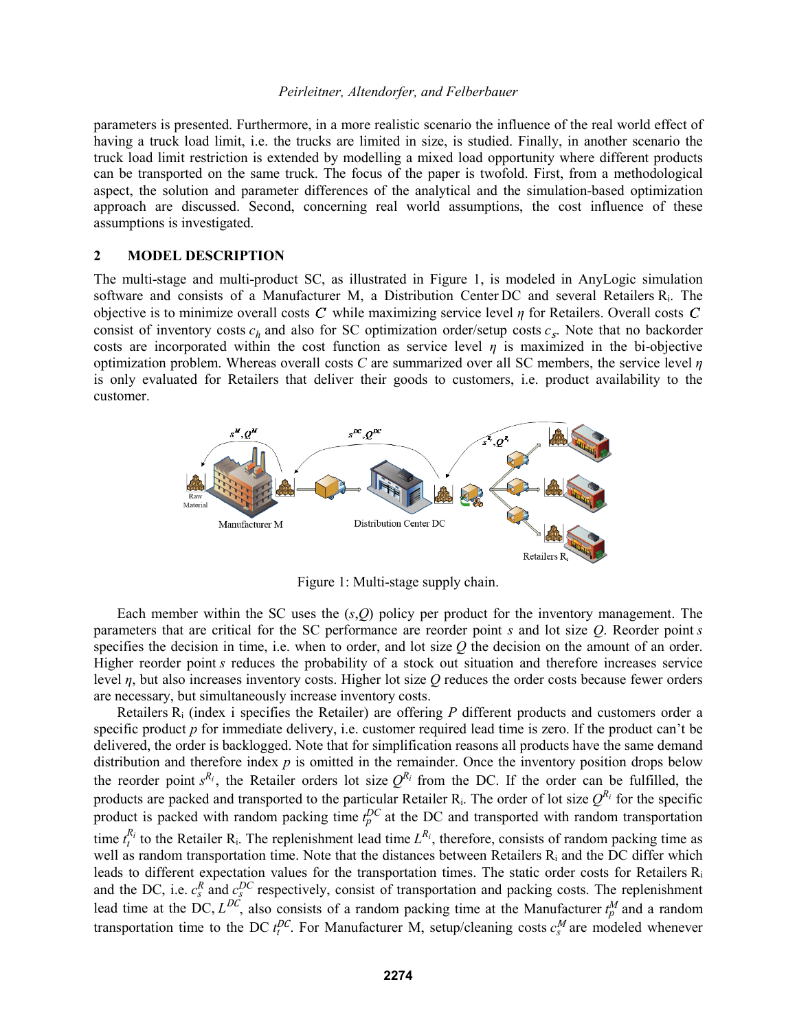parameters is presented. Furthermore, in a more realistic scenario the influence of the real world effect of having a truck load limit, i.e. the trucks are limited in size, is studied. Finally, in another scenario the truck load limit restriction is extended by modelling a mixed load opportunity where different products can be transported on the same truck. The focus of the paper is twofold. First, from a methodological aspect, the solution and parameter differences of the analytical and the simulation-based optimization approach are discussed. Second, concerning real world assumptions, the cost influence of these assumptions is investigated.

## 2 MODEL DESCRIPTION

The multi-stage and multi-product SC, as illustrated in Figure 1, is modeled in AnyLogic simulation software and consists of a Manufacturer M, a Distribution Center DC and several Retailers $R_i$. The objective is to minimize overall costs $C$ while maximizing service level $\eta$ for Retailers. Overall costs $C$ consist of inventory costs $c_h$ and also for SC optimization order/setup costs $c_s$. Note that no backorder costs are incorporated within the cost function as service level $\eta$ is maximized in the bi-objective optimization problem. Whereas overall costs $C$ are summarized over all SC members, the service level $\eta$ is only evaluated for Retailers that deliver their goods to customers, i.e. product availability to the customer.

Figure 1: Multi-stage supply chain.

Each member within the SC uses the ($s$,$Q$) policy per product for the inventory management. The parameters that are critical for the SC performance are reorder point $s$ and lot size $Q$. Reorder point $s$ specifies the decision in time, i.e. when to order, and lot size $Q$ the decision on the amount of an order. Higher reorder point $s$ reduces the probability of a stock out situation and therefore increases service level $\eta$, but also increases inventory costs. Higher lot size $Q$ reduces the order costs because fewer orders are necessary, but simultaneously increase inventory costs.

Retailers $R_i$ (index i specifies the Retailer) are offering $P$ different products and customers order a specific product $p$ for immediate delivery, i.e. customer required lead time is zero. If the product can't be delivered, the order is backlogged. Note that for simplification reasons all products have the same demand distribution and therefore index $p$ is omitted in the remainder. Once the inventory position drops below the reorder point $s^{R_i}$, the Retailer orders lot size $Q^{R_i}$ from the DC. If the order can be fulfilled, the products are packed and transported to the particular Retailer $R_i$. The order of lot size $Q^{R_i}$ for the specific product is packed with random packing time $t_p^{DC}$ at the DC and transported with random transportation time $t_t^{R_i}$ to the Retailer $R_i$. The replenishment lead time $L^{R_i}$, therefore, consists of random packing time as well as random transportation time. Note that the distances between Retailers $R_i$ and the DC differ which leads to different expectation values for the transportation times. The static order costs for Retailers $R_i$ and the DC, i.e. $c_s^R$ and $c_s^{DC}$ respectively, consist of transportation and packing costs. The replenishment lead time at the DC, $L^{DC}$, also consists of a random packing time at the Manufacturer $t_p^M$ and a random transportation time to the DC $t_t^{DC}$. For Manufacturer M, setup/cleaning costs $c_s^M$ are modeled whenever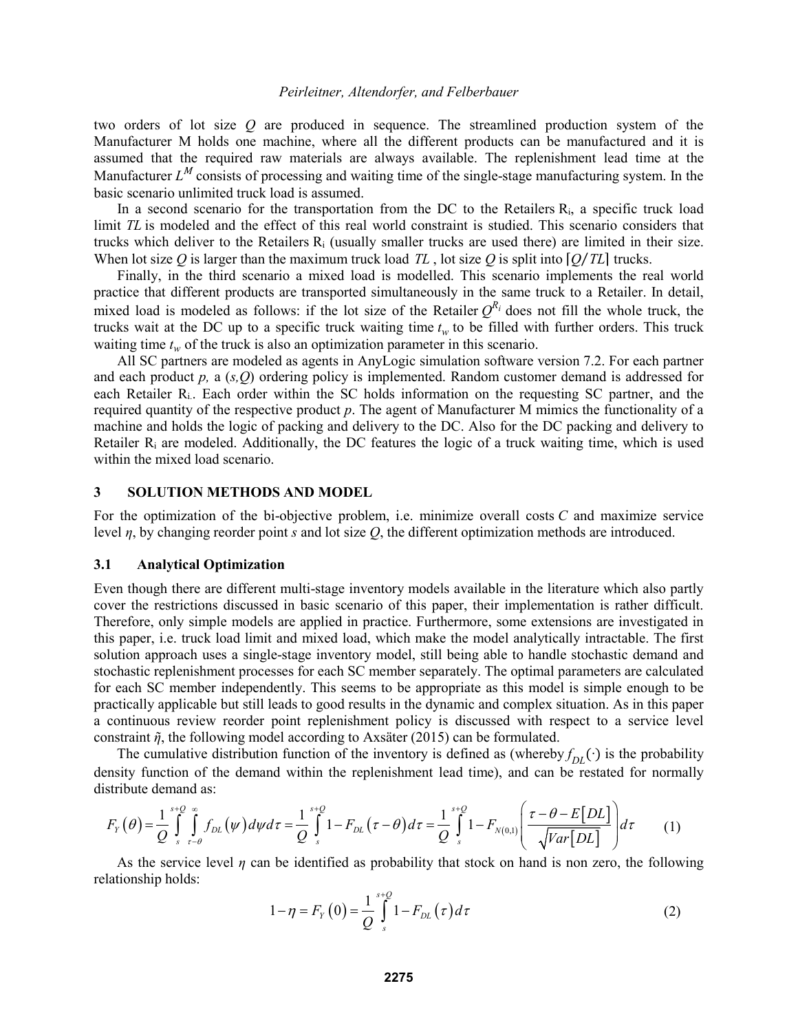two orders of lot size $Q$ are produced in sequence. The streamlined production system of the Manufacturer M holds one machine, where all the different products can be manufactured and it is assumed that the required raw materials are always available. The replenishment lead time at the Manufacturer $L^M$ consists of processing and waiting time of the single-stage manufacturing system. In the basic scenario unlimited truck load is assumed.

In a second scenario for the transportation from the DC to the Retailers $R_i$, a specific truck load limit $TL$ is modeled and the effect of this real world constraint is studied. This scenario considers that trucks which deliver to the Retailers $R_i$ (usually smaller trucks are used there) are limited in their size. When lot size $Q$ is larger than the maximum truck load $TL$, lot size $Q$ is split into $\lceil Q/TL \rceil$ trucks.

Finally, in the third scenario a mixed load is modelled. This scenario implements the real world practice that different products are transported simultaneously in the same truck to a Retailer. In detail, mixed load is modeled as follows: if the lot size of the Retailer $Q^{R_i}$ does not fill the whole truck, the trucks wait at the DC up to a specific truck waiting time $t_w$ to be filled with further orders. This truck waiting time $t_w$ of the truck is also an optimization parameter in this scenario.

All SC partners are modeled as agents in AnyLogic simulation software version 7.2. For each partner and each product $p$, a $(s,Q)$ ordering policy is implemented. Random customer demand is addressed for each Retailer $R_i$.. Each order within the SC holds information on the requesting SC partner, and the required quantity of the respective product $p$. The agent of Manufacturer M mimics the functionality of a machine and holds the logic of packing and delivery to the DC. Also for the DC packing and delivery to Retailer $R_i$ are modeled. Additionally, the DC features the logic of a truck waiting time, which is used within the mixed load scenario.

## 3 SOLUTION METHODS AND MODEL

For the optimization of the bi-objective problem, i.e. minimize overall costs $C$ and maximize service level $\eta$, by changing reorder point $s$ and lot size $Q$, the different optimization methods are introduced.

### 3.1 Analytical Optimization

Even though there are different multi-stage inventory models available in the literature which also partly cover the restrictions discussed in basic scenario of this paper, their implementation is rather difficult. Therefore, only simple models are applied in practice. Furthermore, some extensions are investigated in this paper, i.e. truck load limit and mixed load, which make the model analytically intractable. The first solution approach uses a single-stage inventory model, still being able to handle stochastic demand and stochastic replenishment processes for each SC member separately. The optimal parameters are calculated for each SC member independently. This seems to be appropriate as this model is simple enough to be practically applicable but still leads to good results in the dynamic and complex situation. As in this paper a continuous review reorder point replenishment policy is discussed with respect to a service level constraint $\tilde{\eta}$, the following model according to Axsäter (2015) can be formulated.

The cumulative distribution function of the inventory is defined as (whereby $f_{DL}(\cdot)$ is the probability density function of the demand within the replenishment lead time), and can be restated for normally distribute demand as:

$$F_Y(\theta) = \frac{1}{Q}\int_{s}^{s+Q}\int_{\tau-\theta}^{\infty} f_{DL}(\psi)\,d\psi\,d\tau = \frac{1}{Q}\int_{s}^{s+Q} 1 - F_{DL}(\tau-\theta)\,d\tau = \frac{1}{Q}\int_{s}^{s+Q} 1 - F_{N(0,1)}\left(\frac{\tau-\theta-E[DL]}{\sqrt{Var[DL]}}\right)d\tau \tag{1}$$

As the service level $\eta$ can be identified as probability that stock on hand is non zero, the following relationship holds:

$$1-\eta = F_Y(0) = \frac{1}{Q}\int_{s}^{s+Q} 1 - F_{DL}(\tau)\,d\tau \tag{2}$$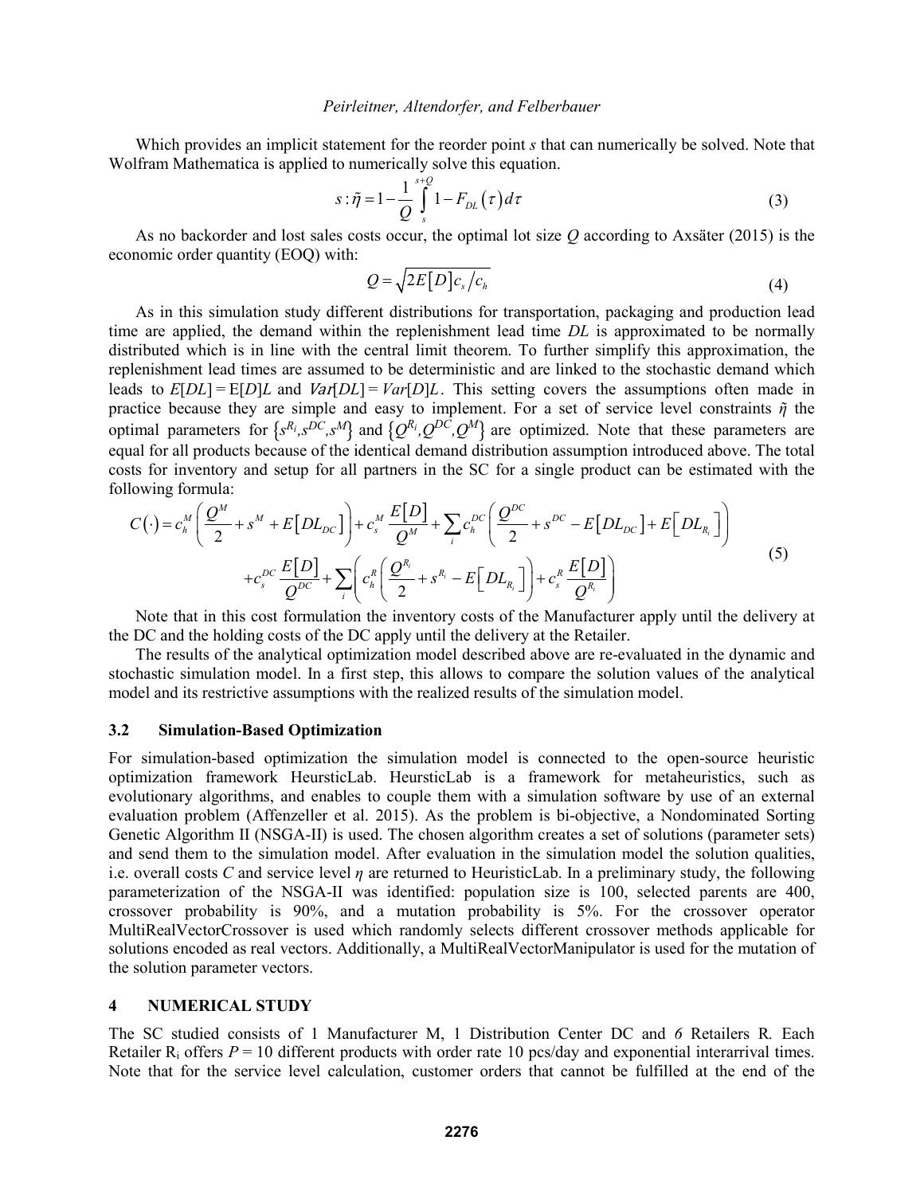Which provides an implicit statement for the reorder point $s$ that can numerically be solved. Note that Wolfram Mathematica is applied to numerically solve this equation.

$$s:\tilde{\eta} = 1 - \frac{1}{Q}\int_{s}^{s+Q} 1 - F_{DL}(\tau)\, d\tau \tag{3}$$

As no backorder and lost sales costs occur, the optimal lot size $Q$ according to Axsäter (2015) is the economic order quantity (EOQ) with:

$$Q = \sqrt{2E[D]c_s/c_h} \tag{4}$$

As in this simulation study different distributions for transportation, packaging and production lead time are applied, the demand within the replenishment lead time $DL$ is approximated to be normally distributed which is in line with the central limit theorem. To further simplify this approximation, the replenishment lead times are assumed to be deterministic and are linked to the stochastic demand which leads to $E[DL] = E[D]L$ and $Var[DL] = Var[D]L$. This setting covers the assumptions often made in practice because they are simple and easy to implement. For a set of service level constraints $\tilde{\eta}$ the optimal parameters for $\{s^{R_i}, s^{DC}, s^{M}\}$ and $\{Q^{R_i}, Q^{DC}, Q^{M}\}$ are optimized. Note that these parameters are equal for all products because of the identical demand distribution assumption introduced above. The total costs for inventory and setup for all partners in the SC for a single product can be estimated with the following formula:

$$\begin{aligned} C(\cdot) = {} & c_h^M\left(\frac{Q^M}{2} + s^M + E[DL_{DC}]\right) + c_s^M\frac{E[D]}{Q^M} + \sum_i c_h^{DC}\left(\frac{Q^{DC}}{2} + s^{DC} - E[DL_{DC}] + E[DL_{R_i}]\right) \\ & + c_s^{DC}\frac{E[D]}{Q^{DC}} + \sum_i\left(c_h^R\left(\frac{Q^{R_i}}{2} + s^{R_i} - E[DL_{R_i}]\right) + c_s^R\frac{E[D]}{Q^{R_i}}\right) \end{aligned} \tag{5}$$

Note that in this cost formulation the inventory costs of the Manufacturer apply until the delivery at the DC and the holding costs of the DC apply until the delivery at the Retailer.

The results of the analytical optimization model described above are re-evaluated in the dynamic and stochastic simulation model. In a first step, this allows to compare the solution values of the analytical model and its restrictive assumptions with the realized results of the simulation model.

### 3.2 Simulation-Based Optimization

For simulation-based optimization the simulation model is connected to the open-source heuristic optimization framework HeursticLab. HeursticLab is a framework for metaheuristics, such as evolutionary algorithms, and enables to couple them with a simulation software by use of an external evaluation problem (Affenzeller et al. 2015). As the problem is bi-objective, a Nondominated Sorting Genetic Algorithm II (NSGA-II) is used. The chosen algorithm creates a set of solutions (parameter sets) and send them to the simulation model. After evaluation in the simulation model the solution qualities, i.e. overall costs $C$ and service level $\eta$ are returned to HeuristicLab. In a preliminary study, the following parameterization of the NSGA-II was identified: population size is 100, selected parents are 400, crossover probability is 90%, and a mutation probability is 5%. For the crossover operator MultiRealVectorCrossover is used which randomly selects different crossover methods applicable for solutions encoded as real vectors. Additionally, a MultiRealVectorManipulator is used for the mutation of the solution parameter vectors.

## 4 NUMERICAL STUDY

The SC studied consists of 1 Manufacturer M, 1 Distribution Center DC and *6* Retailers R. Each Retailer $R_i$ offers $P = 10$ different products with order rate 10 pcs/day and exponential interarrival times. Note that for the service level calculation, customer orders that cannot be fulfilled at the end of the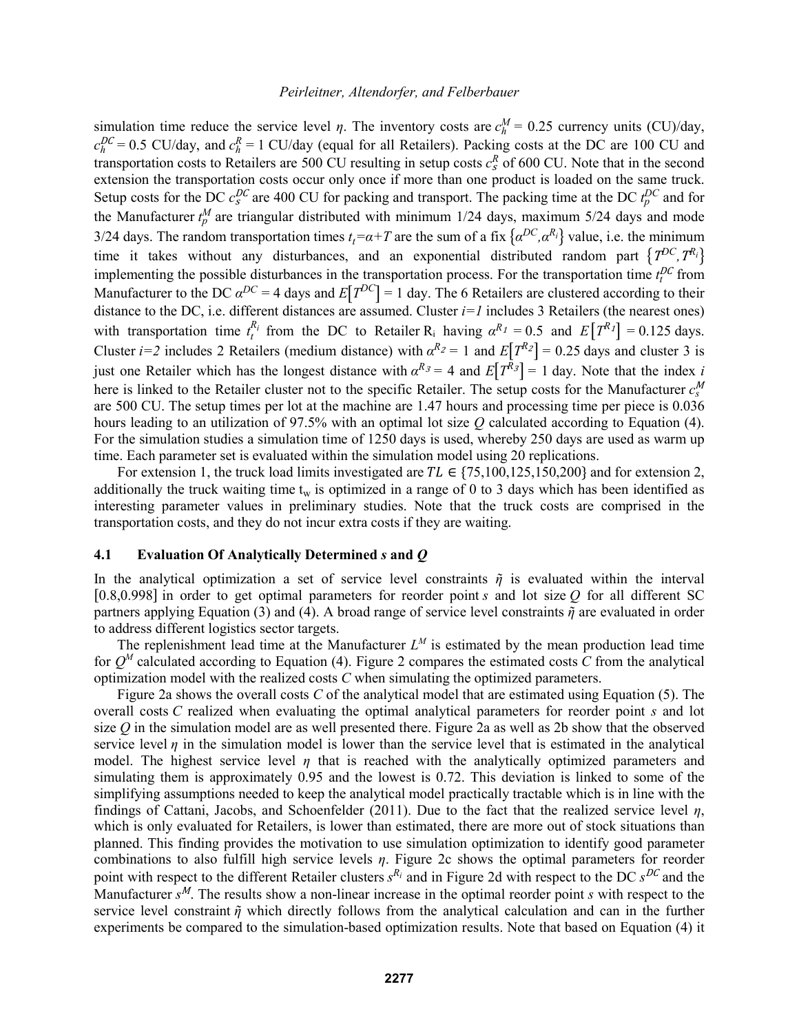simulation time reduce the service level $\eta$. The inventory costs are $c_h^M = 0.25$ currency units (CU)/day, $c_h^{DC} = 0.5$ CU/day, and $c_h^R = 1$ CU/day (equal for all Retailers). Packing costs at the DC are 100 CU and transportation costs to Retailers are 500 CU resulting in setup costs $c_s^R$ of 600 CU. Note that in the second extension the transportation costs occur only once if more than one product is loaded on the same truck. Setup costs for the DC $c_s^{DC}$ are 400 CU for packing and transport. The packing time at the DC $t_p^{DC}$ and for the Manufacturer $t_p^M$ are triangular distributed with minimum 1/24 days, maximum 5/24 days and mode 3/24 days. The random transportation times $t_t = \alpha + T$ are the sum of a fix $\{\alpha^{DC}, \alpha^{R_i}\}$ value, i.e. the minimum time it takes without any disturbances, and an exponential distributed random part $\{T^{DC}, T^{R_i}\}$ implementing the possible disturbances in the transportation process. For the transportation time $t_t^{DC}$ from Manufacturer to the DC $\alpha^{DC} = 4$ days and $E[T^{DC}] = 1$ day. The 6 Retailers are clustered according to their distance to the DC, i.e. different distances are assumed. Cluster $i=1$ includes 3 Retailers (the nearest ones) with transportation time $t_t^{R_i}$ from the DC to Retailer $R_i$ having $\alpha^{R_1} = 0.5$ and $E[T^{R_1}] = 0.125$ days. Cluster $i=2$ includes 2 Retailers (medium distance) with $\alpha^{R_2} = 1$ and $E[T^{R_2}] = 0.25$ days and cluster 3 is just one Retailer which has the longest distance with $\alpha^{R_3} = 4$ and $E[T^{R_3}] = 1$ day. Note that the index $i$ here is linked to the Retailer cluster not to the specific Retailer. The setup costs for the Manufacturer $c_s^M$ are 500 CU. The setup times per lot at the machine are 1.47 hours and processing time per piece is 0.036 hours leading to an utilization of 97.5% with an optimal lot size $Q$ calculated according to Equation (4). For the simulation studies a simulation time of 1250 days is used, whereby 250 days are used as warm up time. Each parameter set is evaluated within the simulation model using 20 replications.

For extension 1, the truck load limits investigated are $TL \in \{75,100,125,150,200\}$ and for extension 2, additionally the truck waiting time $t_w$ is optimized in a range of 0 to 3 days which has been identified as interesting parameter values in preliminary studies. Note that the truck costs are comprised in the transportation costs, and they do not incur extra costs if they are waiting.

### 4.1 Evaluation Of Analytically Determined *s* and *Q*

In the analytical optimization a set of service level constraints $\tilde{\eta}$ is evaluated within the interval $[0.8, 0.998]$ in order to get optimal parameters for reorder point $s$ and lot size $Q$ for all different SC partners applying Equation (3) and (4). A broad range of service level constraints $\tilde{\eta}$ are evaluated in order to address different logistics sector targets.

The replenishment lead time at the Manufacturer $L^M$ is estimated by the mean production lead time for $Q^M$ calculated according to Equation (4). Figure 2 compares the estimated costs $C$ from the analytical optimization model with the realized costs $C$ when simulating the optimized parameters.

Figure 2a shows the overall costs $C$ of the analytical model that are estimated using Equation (5). The overall costs $C$ realized when evaluating the optimal analytical parameters for reorder point $s$ and lot size $Q$ in the simulation model are as well presented there. Figure 2a as well as 2b show that the observed service level $\eta$ in the simulation model is lower than the service level that is estimated in the analytical model. The highest service level $\eta$ that is reached with the analytically optimized parameters and simulating them is approximately 0.95 and the lowest is 0.72. This deviation is linked to some of the simplifying assumptions needed to keep the analytical model practically tractable which is in line with the findings of Cattani, Jacobs, and Schoenfelder (2011). Due to the fact that the realized service level $\eta$, which is only evaluated for Retailers, is lower than estimated, there are more out of stock situations than planned. This finding provides the motivation to use simulation optimization to identify good parameter combinations to also fulfill high service levels $\eta$. Figure 2c shows the optimal parameters for reorder point with respect to the different Retailer clusters $s^{R_i}$ and in Figure 2d with respect to the DC $s^{DC}$ and the Manufacturer $s^M$. The results show a non-linear increase in the optimal reorder point $s$ with respect to the service level constraint $\tilde{\eta}$ which directly follows from the analytical calculation and can in the further experiments be compared to the simulation-based optimization results. Note that based on Equation (4) it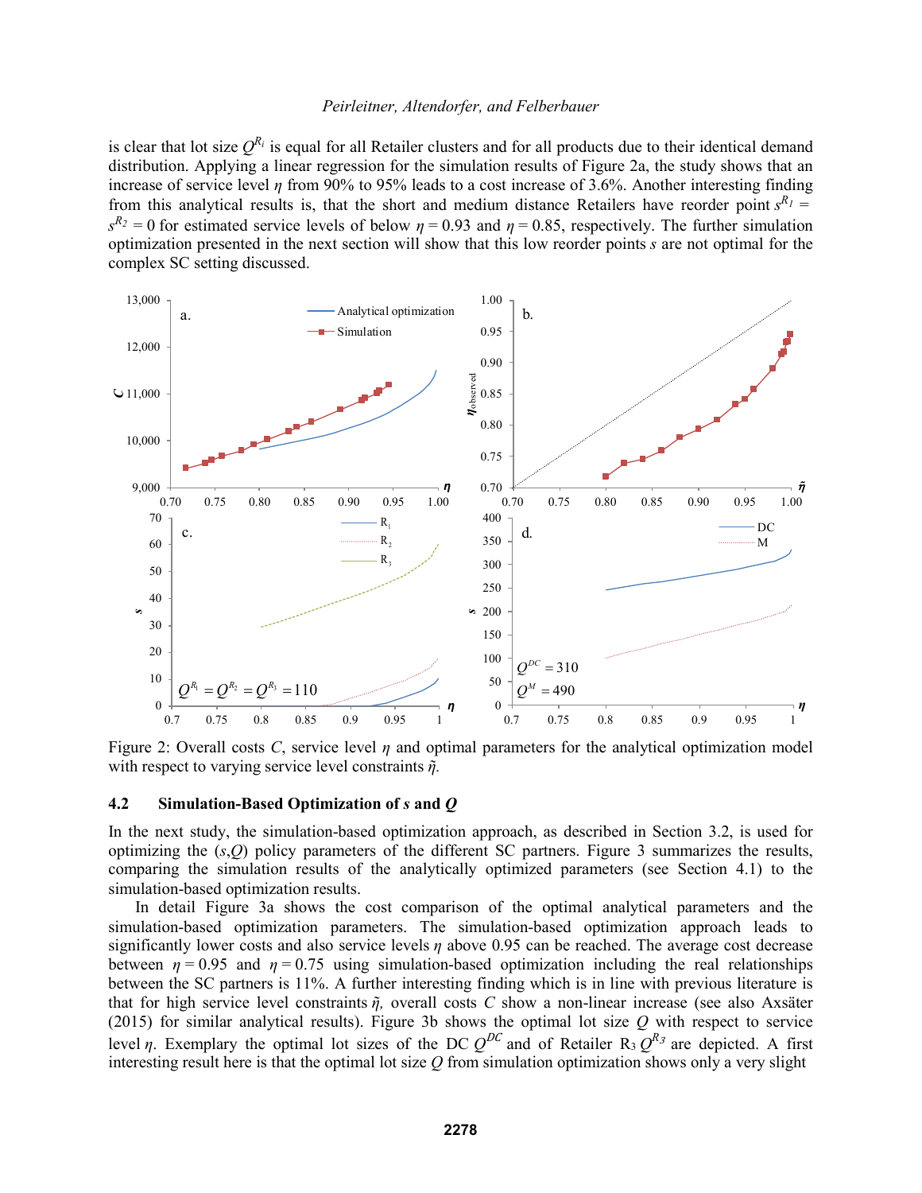is clear that lot size $Q^{R_i}$ is equal for all Retailer clusters and for all products due to their identical demand distribution. Applying a linear regression for the simulation results of Figure 2a, the study shows that an increase of service level $\eta$ from 90% to 95% leads to a cost increase of 3.6%. Another interesting finding from this analytical results is, that the short and medium distance Retailers have reorder point $s^{R_1} = s^{R_2} = 0$ for estimated service levels of below $\eta = 0.93$ and $\eta = 0.85$, respectively. The further simulation optimization presented in the next section will show that this low reorder points $s$ are not optimal for the complex SC setting discussed.

Figure 2: Overall costs $C$, service level $\eta$ and optimal parameters for the analytical optimization model with respect to varying service level constraints $\tilde{\eta}$.

### 4.2 Simulation-Based Optimization of *s* and *Q*

In the next study, the simulation-based optimization approach, as described in Section 3.2, is used for optimizing the $(s,Q)$ policy parameters of the different SC partners. Figure 3 summarizes the results, comparing the simulation results of the analytically optimized parameters (see Section 4.1) to the simulation-based optimization results.

In detail Figure 3a shows the cost comparison of the optimal analytical parameters and the simulation-based optimization parameters. The simulation-based optimization approach leads to significantly lower costs and also service levels $\eta$ above 0.95 can be reached. The average cost decrease between $\eta = 0.95$ and $\eta = 0.75$ using simulation-based optimization including the real relationships between the SC partners is 11%. A further interesting finding which is in line with previous literature is that for high service level constraints $\tilde{\eta}$, overall costs $C$ show a non-linear increase (see also Axsäter (2015) for similar analytical results). Figure 3b shows the optimal lot size $Q$ with respect to service level $\eta$. Exemplary the optimal lot sizes of the DC $Q^{DC}$ and of Retailer $R_3$ $Q^{R_3}$ are depicted. A first interesting result here is that the optimal lot size $Q$ from simulation optimization shows only a very slight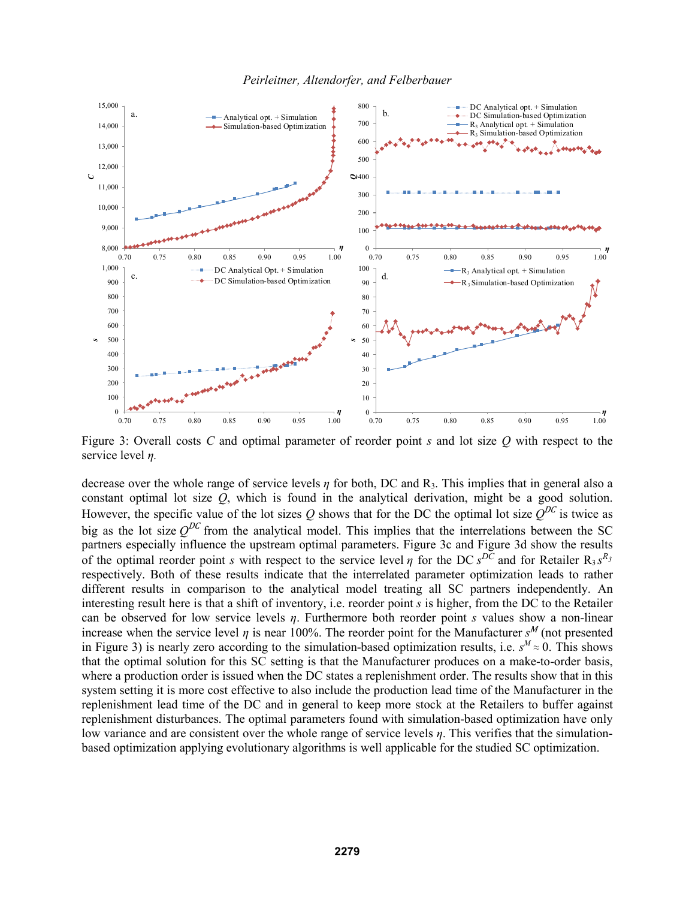Figure 3: Overall costs $C$ and optimal parameter of reorder point $s$ and lot size $Q$ with respect to the service level $\eta$.

decrease over the whole range of service levels $\eta$ for both, DC and $R_3$. This implies that in general also a constant optimal lot size $Q$, which is found in the analytical derivation, might be a good solution. However, the specific value of the lot sizes $Q$ shows that for the DC the optimal lot size $Q^{DC}$ is twice as big as the lot size $Q^{DC}$ from the analytical model. This implies that the interrelations between the SC partners especially influence the upstream optimal parameters. Figure 3c and Figure 3d show the results of the optimal reorder point $s$ with respect to the service level $\eta$ for the DC $s^{DC}$ and for Retailer $R_3$ $s^{R_3}$ respectively. Both of these results indicate that the interrelated parameter optimization leads to rather different results in comparison to the analytical model treating all SC partners independently. An interesting result here is that a shift of inventory, i.e. reorder point $s$ is higher, from the DC to the Retailer can be observed for low service levels $\eta$. Furthermore both reorder point $s$ values show a non-linear increase when the service level $\eta$ is near 100%. The reorder point for the Manufacturer $s^M$ (not presented in Figure 3) is nearly zero according to the simulation-based optimization results, i.e. $s^M \approx 0$. This shows that the optimal solution for this SC setting is that the Manufacturer produces on a make-to-order basis, where a production order is issued when the DC states a replenishment order. The results show that in this system setting it is more cost effective to also include the production lead time of the Manufacturer in the replenishment lead time of the DC and in general to keep more stock at the Retailers to buffer against replenishment disturbances. The optimal parameters found with simulation-based optimization have only low variance and are consistent over the whole range of service levels $\eta$. This verifies that the simulation-based optimization applying evolutionary algorithms is well applicable for the studied SC optimization.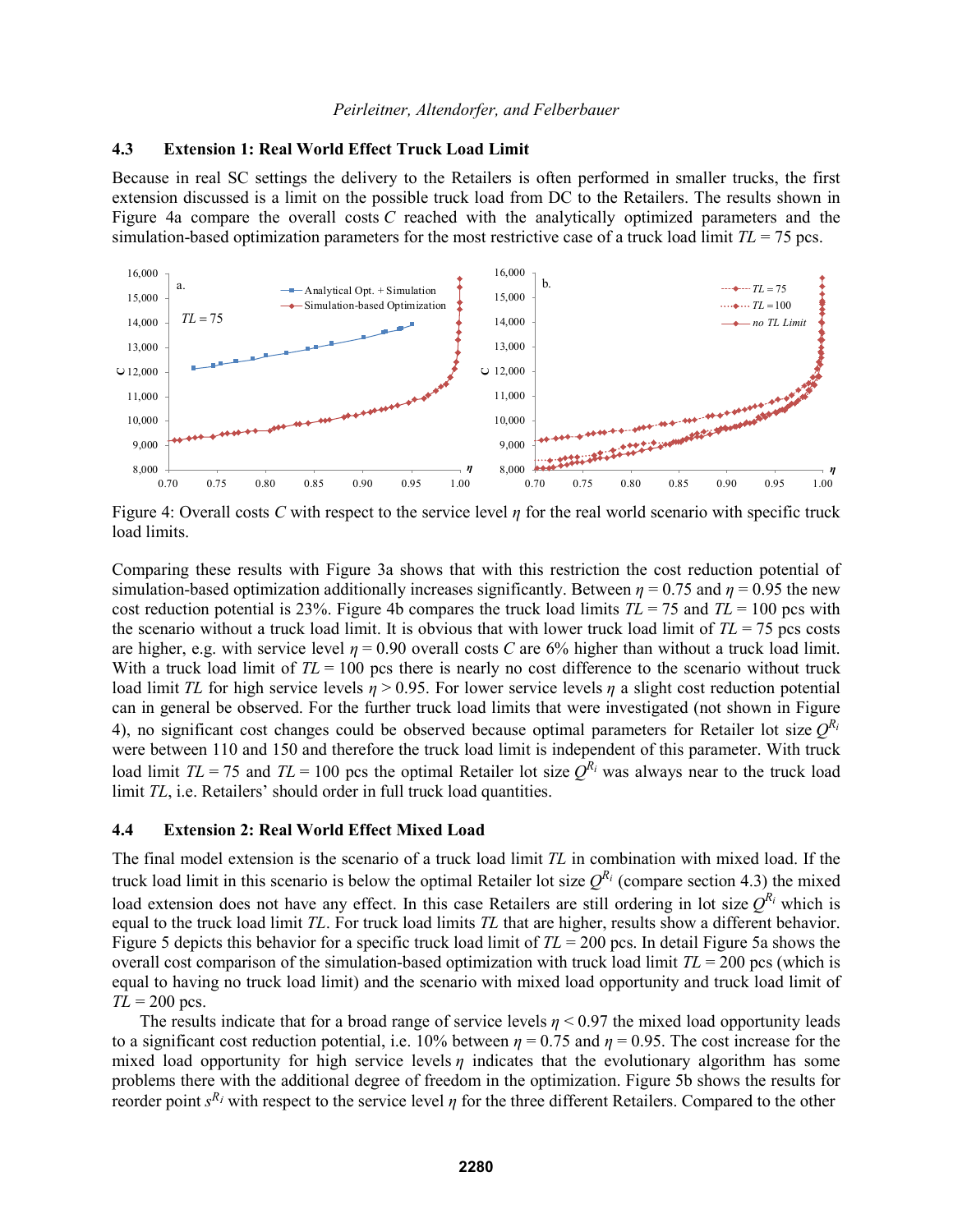### 4.3 Extension 1: Real World Effect Truck Load Limit

Because in real SC settings the delivery to the Retailers is often performed in smaller trucks, the first extension discussed is a limit on the possible truck load from DC to the Retailers. The results shown in Figure 4a compare the overall costs $C$ reached with the analytically optimized parameters and the simulation-based optimization parameters for the most restrictive case of a truck load limit $TL = 75$ pcs.

Figure 4: Overall costs $C$ with respect to the service level $\eta$ for the real world scenario with specific truck load limits.

Comparing these results with Figure 3a shows that with this restriction the cost reduction potential of simulation-based optimization additionally increases significantly. Between $\eta = 0.75$ and $\eta = 0.95$ the new cost reduction potential is 23%. Figure 4b compares the truck load limits $TL = 75$ and $TL = 100$ pcs with the scenario without a truck load limit. It is obvious that with lower truck load limit of $TL = 75$ pcs costs are higher, e.g. with service level $\eta = 0.90$ overall costs $C$ are 6% higher than without a truck load limit. With a truck load limit of $TL = 100$ pcs there is nearly no cost difference to the scenario without truck load limit $TL$ for high service levels $\eta > 0.95$. For lower service levels $\eta$ a slight cost reduction potential can in general be observed. For the further truck load limits that were investigated (not shown in Figure 4), no significant cost changes could be observed because optimal parameters for Retailer lot size $Q^{R_i}$ were between 110 and 150 and therefore the truck load limit is independent of this parameter. With truck load limit $TL = 75$ and $TL = 100$ pcs the optimal Retailer lot size $Q^{R_i}$ was always near to the truck load limit $TL$, i.e. Retailers' should order in full truck load quantities.

### 4.4 Extension 2: Real World Effect Mixed Load

The final model extension is the scenario of a truck load limit $TL$ in combination with mixed load. If the truck load limit in this scenario is below the optimal Retailer lot size $Q^{R_i}$ (compare section 4.3) the mixed load extension does not have any effect. In this case Retailers are still ordering in lot size $Q^{R_i}$ which is equal to the truck load limit $TL$. For truck load limits $TL$ that are higher, results show a different behavior. Figure 5 depicts this behavior for a specific truck load limit of $TL = 200$ pcs. In detail Figure 5a shows the overall cost comparison of the simulation-based optimization with truck load limit $TL = 200$ pcs (which is equal to having no truck load limit) and the scenario with mixed load opportunity and truck load limit of $TL = 200$ pcs.

The results indicate that for a broad range of service levels $\eta < 0.97$ the mixed load opportunity leads to a significant cost reduction potential, i.e. 10% between $\eta = 0.75$ and $\eta = 0.95$. The cost increase for the mixed load opportunity for high service levels $\eta$ indicates that the evolutionary algorithm has some problems there with the additional degree of freedom in the optimization. Figure 5b shows the results for reorder point $s^{R_i}$ with respect to the service level $\eta$ for the three different Retailers. Compared to the other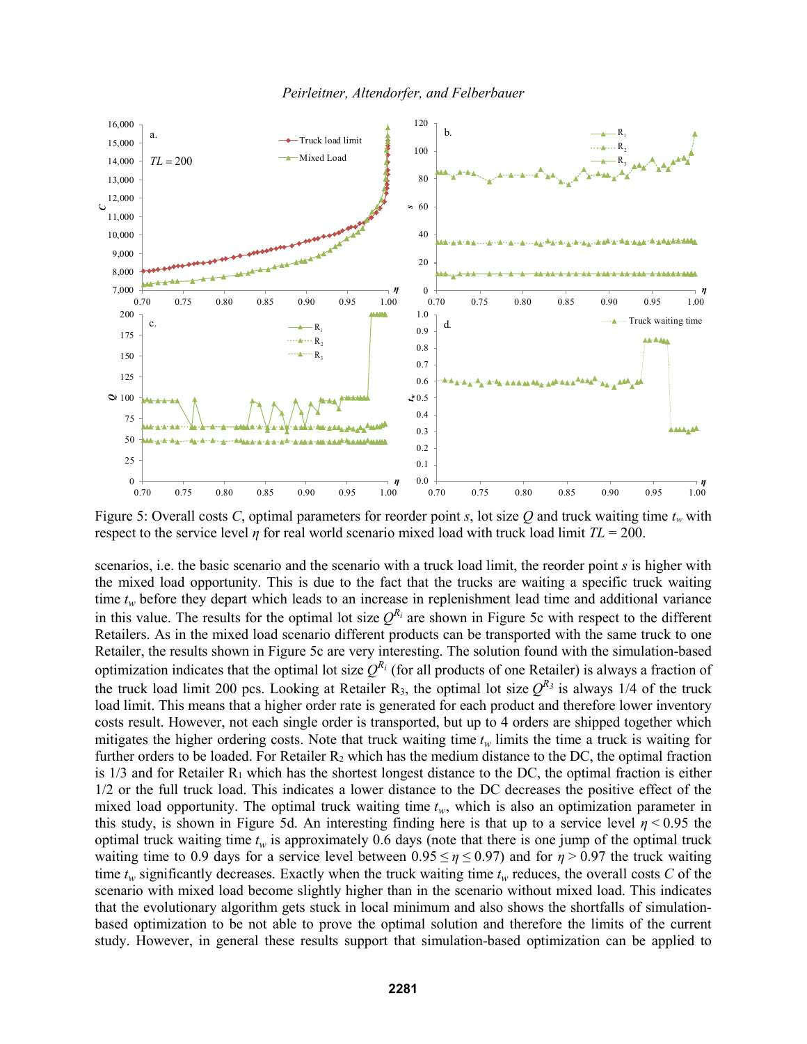Figure 5: Overall costs $C$, optimal parameters for reorder point $s$, lot size $Q$ and truck waiting time $t_w$ with respect to the service level $\eta$ for real world scenario mixed load with truck load limit $TL = 200$.

scenarios, i.e. the basic scenario and the scenario with a truck load limit, the reorder point $s$ is higher with the mixed load opportunity. This is due to the fact that the trucks are waiting a specific truck waiting time $t_w$ before they depart which leads to an increase in replenishment lead time and additional variance in this value. The results for the optimal lot size $Q^{R_i}$ are shown in Figure 5c with respect to the different Retailers. As in the mixed load scenario different products can be transported with the same truck to one Retailer, the results shown in Figure 5c are very interesting. The solution found with the simulation-based optimization indicates that the optimal lot size $Q^{R_i}$ (for all products of one Retailer) is always a fraction of the truck load limit 200 pcs. Looking at Retailer $R_3$, the optimal lot size $Q^{R_3}$ is always 1/4 of the truck load limit. This means that a higher order rate is generated for each product and therefore lower inventory costs result. However, not each single order is transported, but up to 4 orders are shipped together which mitigates the higher ordering costs. Note that truck waiting time $t_w$ limits the time a truck is waiting for further orders to be loaded. For Retailer $R_2$ which has the medium distance to the DC, the optimal fraction is 1/3 and for Retailer $R_1$ which has the shortest longest distance to the DC, the optimal fraction is either 1/2 or the full truck load. This indicates a lower distance to the DC decreases the positive effect of the mixed load opportunity. The optimal truck waiting time $t_w$, which is also an optimization parameter in this study, is shown in Figure 5d. An interesting finding here is that up to a service level $\eta < 0.95$ the optimal truck waiting time $t_w$ is approximately 0.6 days (note that there is one jump of the optimal truck waiting time to 0.9 days for a service level between $0.95 \leq \eta \leq 0.97$) and for $\eta > 0.97$ the truck waiting time $t_w$ significantly decreases. Exactly when the truck waiting time $t_w$ reduces, the overall costs $C$ of the scenario with mixed load become slightly higher than in the scenario without mixed load. This indicates that the evolutionary algorithm gets stuck in local minimum and also shows the shortfalls of simulation-based optimization to be not able to prove the optimal solution and therefore the limits of the current study. However, in general these results support that simulation-based optimization can be applied to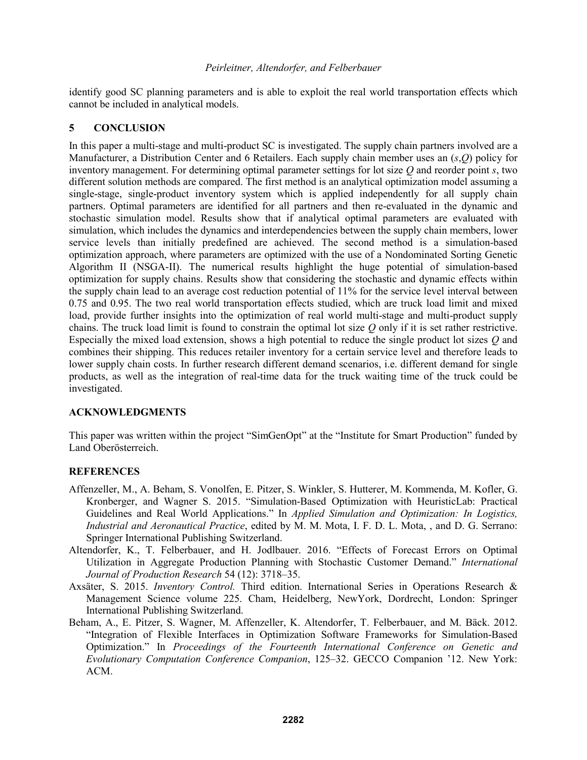identify good SC planning parameters and is able to exploit the real world transportation effects which cannot be included in analytical models.

## 5 CONCLUSION

In this paper a multi-stage and multi-product SC is investigated. The supply chain partners involved are a Manufacturer, a Distribution Center and 6 Retailers. Each supply chain member uses an $(s,Q)$ policy for inventory management. For determining optimal parameter settings for lot size $Q$ and reorder point $s$, two different solution methods are compared. The first method is an analytical optimization model assuming a single-stage, single-product inventory system which is applied independently for all supply chain partners. Optimal parameters are identified for all partners and then re-evaluated in the dynamic and stochastic simulation model. Results show that if analytical optimal parameters are evaluated with simulation, which includes the dynamics and interdependencies between the supply chain members, lower service levels than initially predefined are achieved. The second method is a simulation-based optimization approach, where parameters are optimized with the use of a Nondominated Sorting Genetic Algorithm II (NSGA-II). The numerical results highlight the huge potential of simulation-based optimization for supply chains. Results show that considering the stochastic and dynamic effects within the supply chain lead to an average cost reduction potential of 11% for the service level interval between 0.75 and 0.95. The two real world transportation effects studied, which are truck load limit and mixed load, provide further insights into the optimization of real world multi-stage and multi-product supply chains. The truck load limit is found to constrain the optimal lot size $Q$ only if it is set rather restrictive. Especially the mixed load extension, shows a high potential to reduce the single product lot sizes $Q$ and combines their shipping. This reduces retailer inventory for a certain service level and therefore leads to lower supply chain costs. In further research different demand scenarios, i.e. different demand for single products, as well as the integration of real-time data for the truck waiting time of the truck could be investigated.

## ACKNOWLEDGMENTS

This paper was written within the project "SimGenOpt" at the "Institute for Smart Production" funded by Land Oberösterreich.

## REFERENCES

Affenzeller, M., A. Beham, S. Vonolfen, E. Pitzer, S. Winkler, S. Hutterer, M. Kommenda, M. Kofler, G. Kronberger, and Wagner S. 2015. "Simulation-Based Optimization with HeuristicLab: Practical Guidelines and Real World Applications." In *Applied Simulation and Optimization: In Logistics, Industrial and Aeronautical Practice*, edited by M. M. Mota, I. F. D. L. Mota, , and D. G. Serrano: Springer International Publishing Switzerland.

Altendorfer, K., T. Felberbauer, and H. Jodlbauer. 2016. "Effects of Forecast Errors on Optimal Utilization in Aggregate Production Planning with Stochastic Customer Demand." *International Journal of Production Research* 54 (12): 3718–35.

Axsäter, S. 2015. *Inventory Control.* Third edition. International Series in Operations Research & Management Science volume 225. Cham, Heidelberg, NewYork, Dordrecht, London: Springer International Publishing Switzerland.

Beham, A., E. Pitzer, S. Wagner, M. Affenzeller, K. Altendorfer, T. Felberbauer, and M. Bäck. 2012. "Integration of Flexible Interfaces in Optimization Software Frameworks for Simulation-Based Optimization." In *Proceedings of the Fourteenth International Conference on Genetic and Evolutionary Computation Conference Companion*, 125–32. GECCO Companion '12. New York: ACM.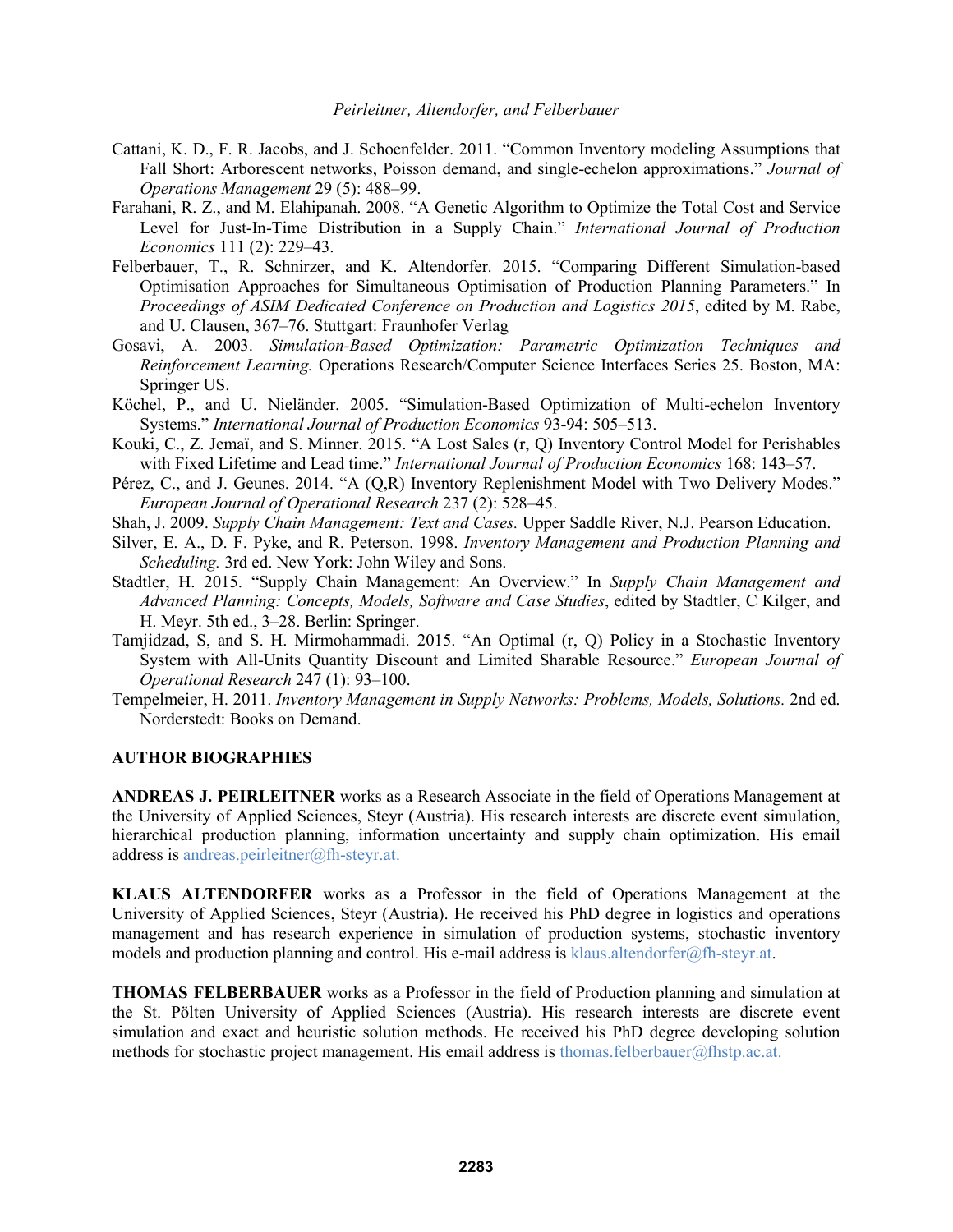Cattani, K. D., F. R. Jacobs, and J. Schoenfelder. 2011. "Common Inventory modeling Assumptions that Fall Short: Arborescent networks, Poisson demand, and single-echelon approximations." *Journal of Operations Management* 29 (5): 488–99.

Farahani, R. Z., and M. Elahipanah. 2008. "A Genetic Algorithm to Optimize the Total Cost and Service Level for Just-In-Time Distribution in a Supply Chain." *International Journal of Production Economics* 111 (2): 229–43.

Felberbauer, T., R. Schnirzer, and K. Altendorfer. 2015. "Comparing Different Simulation-based Optimisation Approaches for Simultaneous Optimisation of Production Planning Parameters." In *Proceedings of ASIM Dedicated Conference on Production and Logistics 2015*, edited by M. Rabe, and U. Clausen, 367–76. Stuttgart: Fraunhofer Verlag

Gosavi, A. 2003. *Simulation-Based Optimization: Parametric Optimization Techniques and Reinforcement Learning.* Operations Research/Computer Science Interfaces Series 25. Boston, MA: Springer US.

Köchel, P., and U. Nieländer. 2005. "Simulation-Based Optimization of Multi-echelon Inventory Systems." *International Journal of Production Economics* 93-94: 505–513.

Kouki, C., Z. Jemaï, and S. Minner. 2015. "A Lost Sales (r, Q) Inventory Control Model for Perishables with Fixed Lifetime and Lead time." *International Journal of Production Economics* 168: 143–57.

Pérez, C., and J. Geunes. 2014. "A (Q,R) Inventory Replenishment Model with Two Delivery Modes." *European Journal of Operational Research* 237 (2): 528–45.

Shah, J. 2009. *Supply Chain Management: Text and Cases.* Upper Saddle River, N.J. Pearson Education.

Silver, E. A., D. F. Pyke, and R. Peterson. 1998. *Inventory Management and Production Planning and Scheduling.* 3rd ed. New York: John Wiley and Sons.

Stadtler, H. 2015. "Supply Chain Management: An Overview." In *Supply Chain Management and Advanced Planning: Concepts, Models, Software and Case Studies*, edited by Stadtler, C Kilger, and H. Meyr. 5th ed., 3–28. Berlin: Springer.

Tamjidzad, S, and S. H. Mirmohammadi. 2015. "An Optimal (r, Q) Policy in a Stochastic Inventory System with All-Units Quantity Discount and Limited Sharable Resource." *European Journal of Operational Research* 247 (1): 93–100.

Tempelmeier, H. 2011. *Inventory Management in Supply Networks: Problems, Models, Solutions.* 2nd ed. Norderstedt: Books on Demand.

## AUTHOR BIOGRAPHIES

**ANDREAS J. PEIRLEITNER** works as a Research Associate in the field of Operations Management at the University of Applied Sciences, Steyr (Austria). His research interests are discrete event simulation, hierarchical production planning, information uncertainty and supply chain optimization. His email address is andreas.peirleitner@fh-steyr.at.

**KLAUS ALTENDORFER** works as a Professor in the field of Operations Management at the University of Applied Sciences, Steyr (Austria). He received his PhD degree in logistics and operations management and has research experience in simulation of production systems, stochastic inventory models and production planning and control. His e-mail address is klaus.altendorfer@fh-steyr.at.

**THOMAS FELBERBAUER** works as a Professor in the field of Production planning and simulation at the St. Pölten University of Applied Sciences (Austria). His research interests are discrete event simulation and exact and heuristic solution methods. He received his PhD degree developing solution methods for stochastic project management. His email address is thomas.felberbauer@fhstp.ac.at.